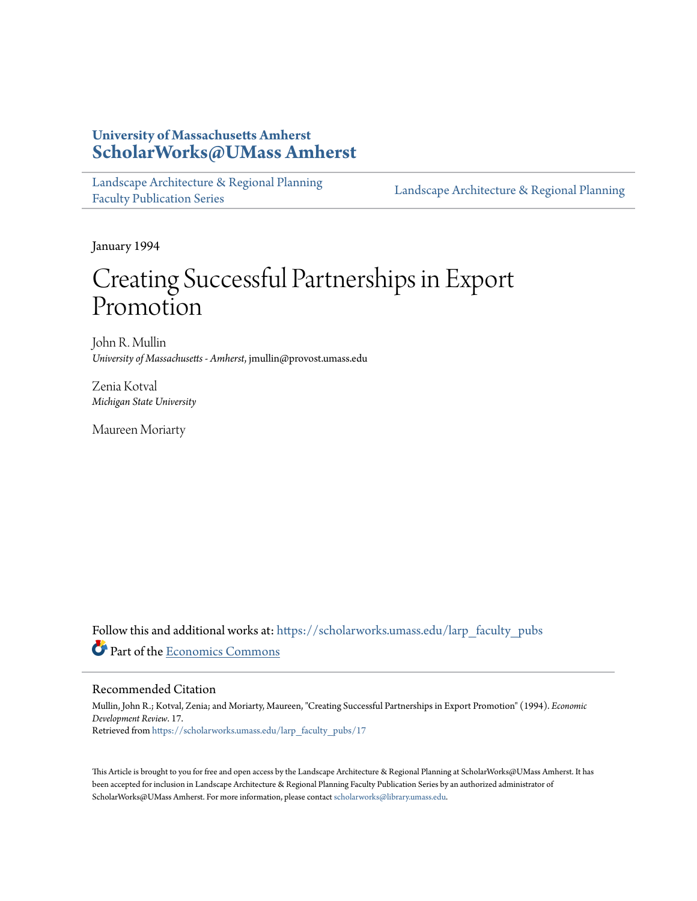University of Massachusetts Amherst
**ScholarWorks@UMass Amherst**

Landscape Architecture & Regional Planning Faculty Publication Series | Landscape Architecture & Regional Planning

January 1994

# Creating Successful Partnerships in Export Promotion

John R. Mullin
*University of Massachusetts - Amherst*, jmullin@provost.umass.edu

Zenia Kotval
*Michigan State University*

Maureen Moriarty

Follow this and additional works at: https://scholarworks.umass.edu/larp_faculty_pubs

Part of the Economics Commons

## Recommended Citation

Mullin, John R.; Kotval, Zenia; and Moriarty, Maureen, "Creating Successful Partnerships in Export Promotion" (1994). *Economic Development Review*. 17.
Retrieved from https://scholarworks.umass.edu/larp_faculty_pubs/17

This Article is brought to you for free and open access by the Landscape Architecture & Regional Planning at ScholarWorks@UMass Amherst. It has been accepted for inclusion in Landscape Architecture & Regional Planning Faculty Publication Series by an authorized administrator of ScholarWorks@UMass Amherst. For more information, please contact scholarworks@library.umass.edu.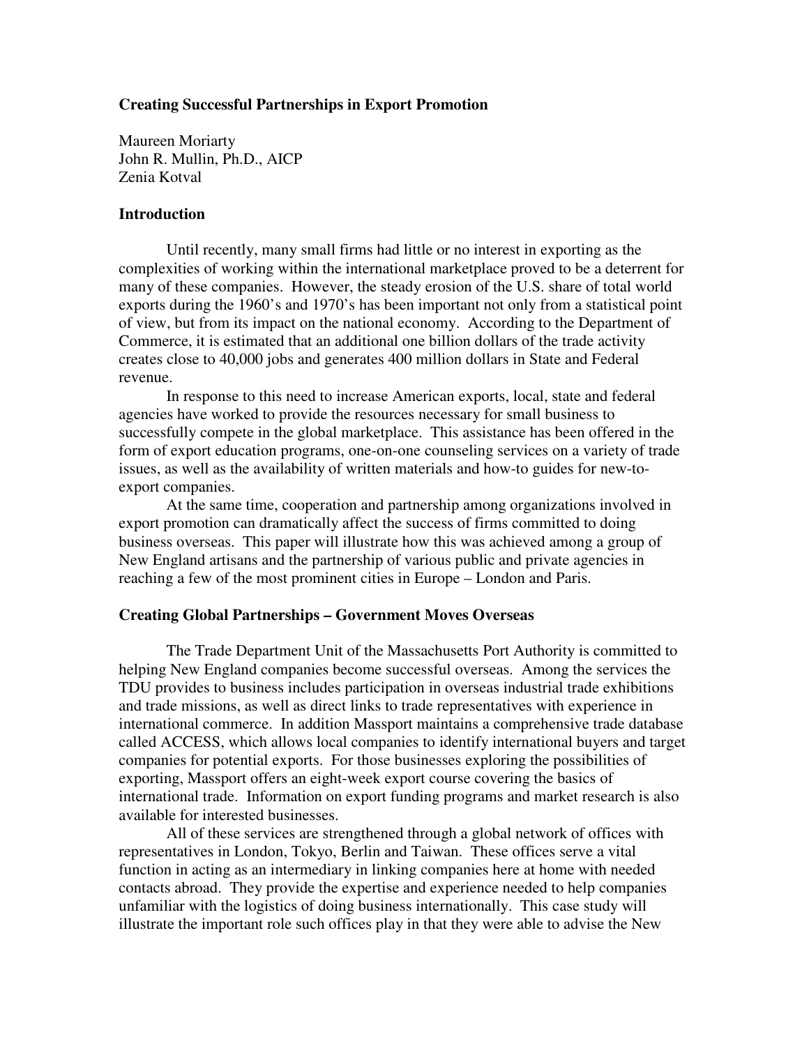**Creating Successful Partnerships in Export Promotion**

Maureen Moriarty
John R. Mullin, Ph.D., AICP
Zenia Kotval

## Introduction

Until recently, many small firms had little or no interest in exporting as the complexities of working within the international marketplace proved to be a deterrent for many of these companies. However, the steady erosion of the U.S. share of total world exports during the 1960's and 1970's has been important not only from a statistical point of view, but from its impact on the national economy. According to the Department of Commerce, it is estimated that an additional one billion dollars of the trade activity creates close to 40,000 jobs and generates 400 million dollars in State and Federal revenue.

In response to this need to increase American exports, local, state and federal agencies have worked to provide the resources necessary for small business to successfully compete in the global marketplace. This assistance has been offered in the form of export education programs, one-on-one counseling services on a variety of trade issues, as well as the availability of written materials and how-to guides for new-to-export companies.

At the same time, cooperation and partnership among organizations involved in export promotion can dramatically affect the success of firms committed to doing business overseas. This paper will illustrate how this was achieved among a group of New England artisans and the partnership of various public and private agencies in reaching a few of the most prominent cities in Europe – London and Paris.

## Creating Global Partnerships – Government Moves Overseas

The Trade Department Unit of the Massachusetts Port Authority is committed to helping New England companies become successful overseas. Among the services the TDU provides to business includes participation in overseas industrial trade exhibitions and trade missions, as well as direct links to trade representatives with experience in international commerce. In addition Massport maintains a comprehensive trade database called ACCESS, which allows local companies to identify international buyers and target companies for potential exports. For those businesses exploring the possibilities of exporting, Massport offers an eight-week export course covering the basics of international trade. Information on export funding programs and market research is also available for interested businesses.

All of these services are strengthened through a global network of offices with representatives in London, Tokyo, Berlin and Taiwan. These offices serve a vital function in acting as an intermediary in linking companies here at home with needed contacts abroad. They provide the expertise and experience needed to help companies unfamiliar with the logistics of doing business internationally. This case study will illustrate the important role such offices play in that they were able to advise the New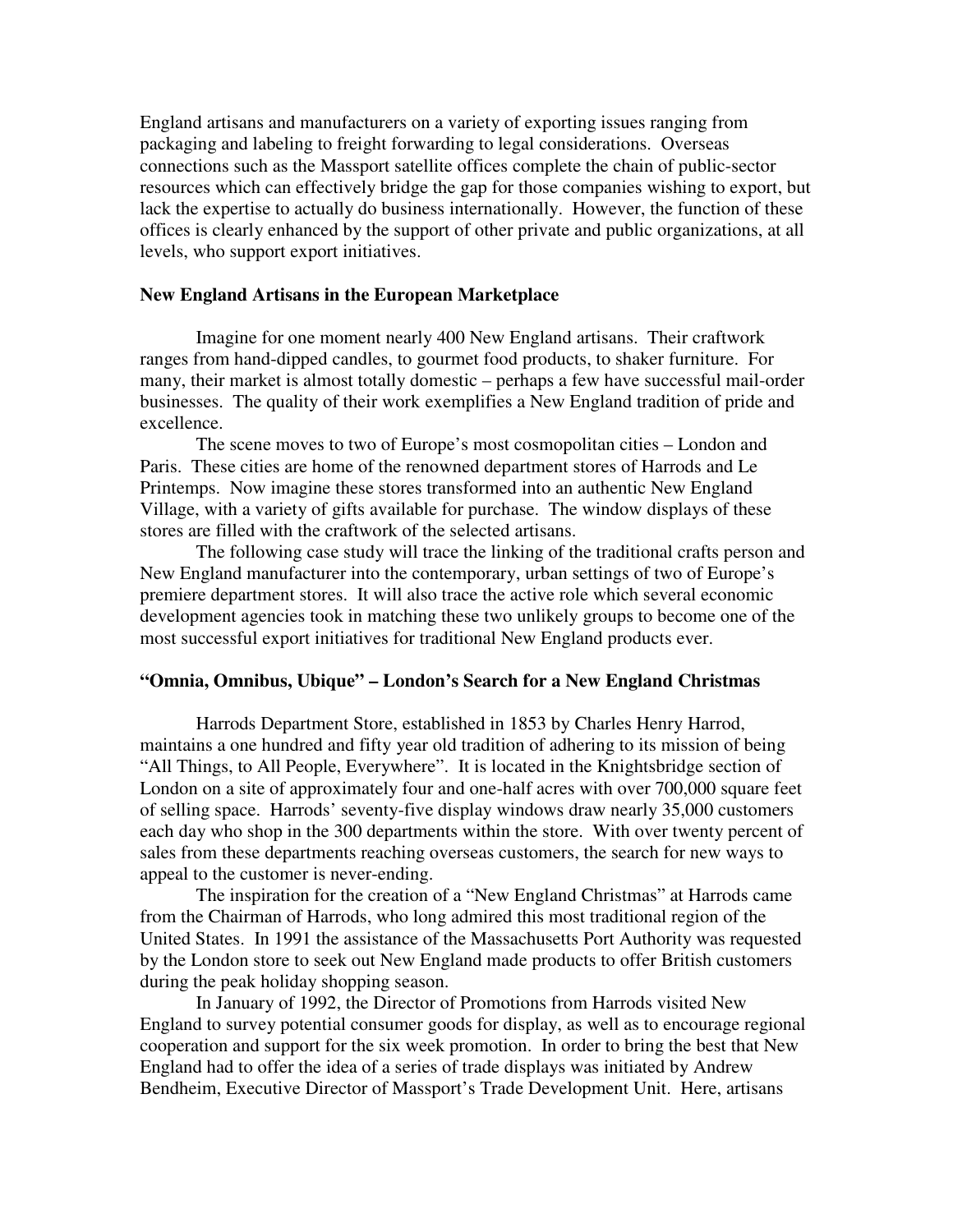England artisans and manufacturers on a variety of exporting issues ranging from packaging and labeling to freight forwarding to legal considerations. Overseas connections such as the Massport satellite offices complete the chain of public-sector resources which can effectively bridge the gap for those companies wishing to export, but lack the expertise to actually do business internationally. However, the function of these offices is clearly enhanced by the support of other private and public organizations, at all levels, who support export initiatives.

**New England Artisans in the European Marketplace**

Imagine for one moment nearly 400 New England artisans. Their craftwork ranges from hand-dipped candles, to gourmet food products, to shaker furniture. For many, their market is almost totally domestic – perhaps a few have successful mail-order businesses. The quality of their work exemplifies a New England tradition of pride and excellence.

The scene moves to two of Europe's most cosmopolitan cities – London and Paris. These cities are home of the renowned department stores of Harrods and Le Printemps. Now imagine these stores transformed into an authentic New England Village, with a variety of gifts available for purchase. The window displays of these stores are filled with the craftwork of the selected artisans.

The following case study will trace the linking of the traditional crafts person and New England manufacturer into the contemporary, urban settings of two of Europe's premiere department stores. It will also trace the active role which several economic development agencies took in matching these two unlikely groups to become one of the most successful export initiatives for traditional New England products ever.

**"Omnia, Omnibus, Ubique" – London's Search for a New England Christmas**

Harrods Department Store, established in 1853 by Charles Henry Harrod, maintains a one hundred and fifty year old tradition of adhering to its mission of being "All Things, to All People, Everywhere". It is located in the Knightsbridge section of London on a site of approximately four and one-half acres with over 700,000 square feet of selling space. Harrods' seventy-five display windows draw nearly 35,000 customers each day who shop in the 300 departments within the store. With over twenty percent of sales from these departments reaching overseas customers, the search for new ways to appeal to the customer is never-ending.

The inspiration for the creation of a "New England Christmas" at Harrods came from the Chairman of Harrods, who long admired this most traditional region of the United States. In 1991 the assistance of the Massachusetts Port Authority was requested by the London store to seek out New England made products to offer British customers during the peak holiday shopping season.

In January of 1992, the Director of Promotions from Harrods visited New England to survey potential consumer goods for display, as well as to encourage regional cooperation and support for the six week promotion. In order to bring the best that New England had to offer the idea of a series of trade displays was initiated by Andrew Bendheim, Executive Director of Massport's Trade Development Unit. Here, artisans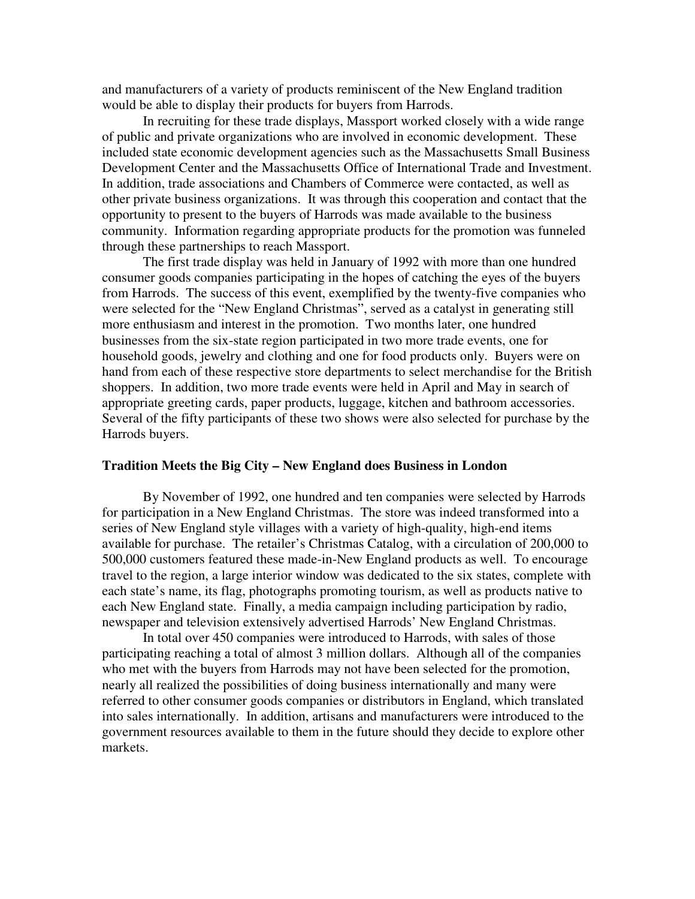and manufacturers of a variety of products reminiscent of the New England tradition would be able to display their products for buyers from Harrods.

In recruiting for these trade displays, Massport worked closely with a wide range of public and private organizations who are involved in economic development. These included state economic development agencies such as the Massachusetts Small Business Development Center and the Massachusetts Office of International Trade and Investment. In addition, trade associations and Chambers of Commerce were contacted, as well as other private business organizations. It was through this cooperation and contact that the opportunity to present to the buyers of Harrods was made available to the business community. Information regarding appropriate products for the promotion was funneled through these partnerships to reach Massport.

The first trade display was held in January of 1992 with more than one hundred consumer goods companies participating in the hopes of catching the eyes of the buyers from Harrods. The success of this event, exemplified by the twenty-five companies who were selected for the "New England Christmas", served as a catalyst in generating still more enthusiasm and interest in the promotion. Two months later, one hundred businesses from the six-state region participated in two more trade events, one for household goods, jewelry and clothing and one for food products only. Buyers were on hand from each of these respective store departments to select merchandise for the British shoppers. In addition, two more trade events were held in April and May in search of appropriate greeting cards, paper products, luggage, kitchen and bathroom accessories. Several of the fifty participants of these two shows were also selected for purchase by the Harrods buyers.

**Tradition Meets the Big City – New England does Business in London**

By November of 1992, one hundred and ten companies were selected by Harrods for participation in a New England Christmas. The store was indeed transformed into a series of New England style villages with a variety of high-quality, high-end items available for purchase. The retailer's Christmas Catalog, with a circulation of 200,000 to 500,000 customers featured these made-in-New England products as well. To encourage travel to the region, a large interior window was dedicated to the six states, complete with each state's name, its flag, photographs promoting tourism, as well as products native to each New England state. Finally, a media campaign including participation by radio, newspaper and television extensively advertised Harrods' New England Christmas.

In total over 450 companies were introduced to Harrods, with sales of those participating reaching a total of almost 3 million dollars. Although all of the companies who met with the buyers from Harrods may not have been selected for the promotion, nearly all realized the possibilities of doing business internationally and many were referred to other consumer goods companies or distributors in England, which translated into sales internationally. In addition, artisans and manufacturers were introduced to the government resources available to them in the future should they decide to explore other markets.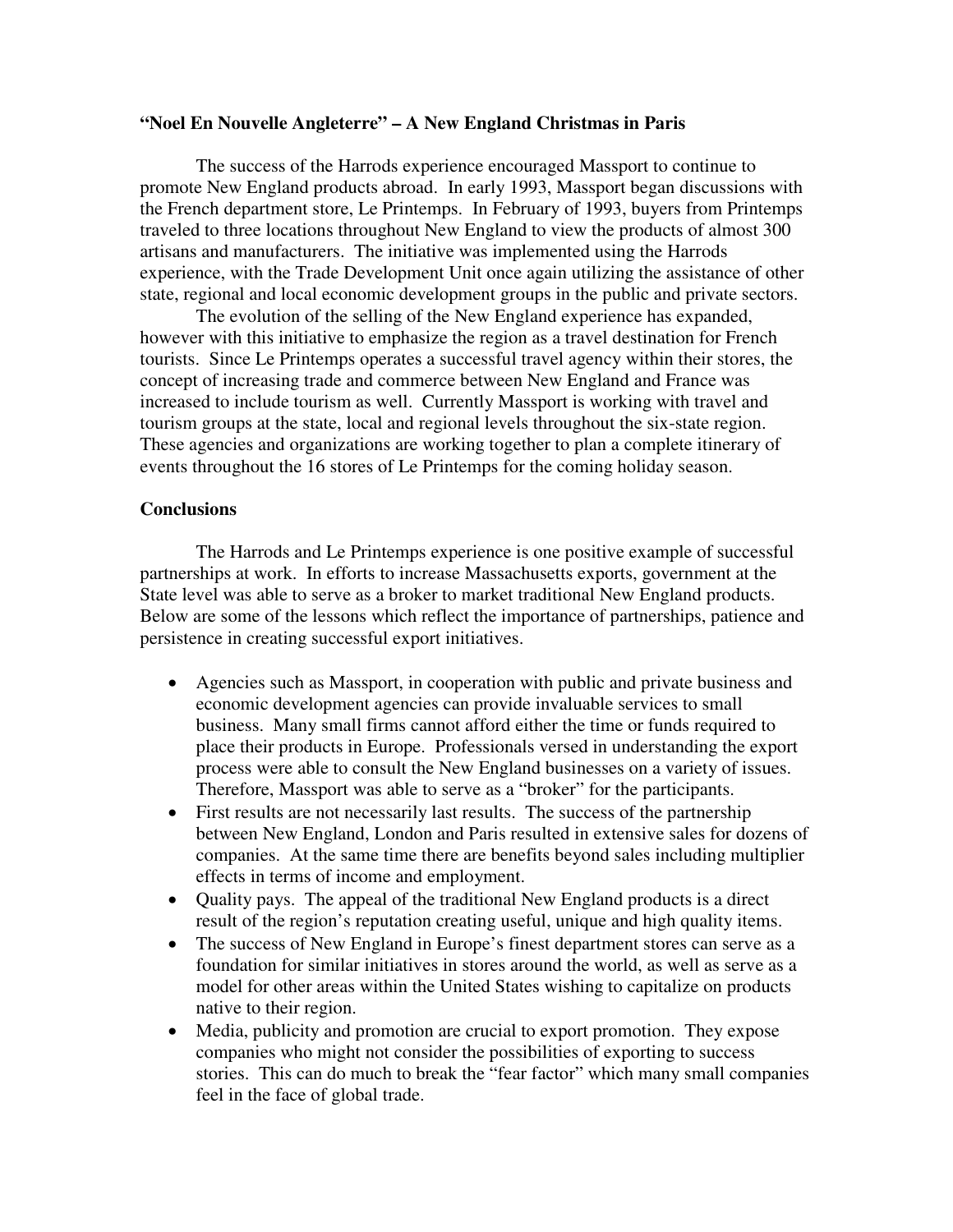**“Noel En Nouvelle Angleterre” – A New England Christmas in Paris**

The success of the Harrods experience encouraged Massport to continue to promote New England products abroad. In early 1993, Massport began discussions with the French department store, Le Printemps. In February of 1993, buyers from Printemps traveled to three locations throughout New England to view the products of almost 300 artisans and manufacturers. The initiative was implemented using the Harrods experience, with the Trade Development Unit once again utilizing the assistance of other state, regional and local economic development groups in the public and private sectors.

The evolution of the selling of the New England experience has expanded, however with this initiative to emphasize the region as a travel destination for French tourists. Since Le Printemps operates a successful travel agency within their stores, the concept of increasing trade and commerce between New England and France was increased to include tourism as well. Currently Massport is working with travel and tourism groups at the state, local and regional levels throughout the six-state region. These agencies and organizations are working together to plan a complete itinerary of events throughout the 16 stores of Le Printemps for the coming holiday season.

**Conclusions**

The Harrods and Le Printemps experience is one positive example of successful partnerships at work. In efforts to increase Massachusetts exports, government at the State level was able to serve as a broker to market traditional New England products. Below are some of the lessons which reflect the importance of partnerships, patience and persistence in creating successful export initiatives.

- Agencies such as Massport, in cooperation with public and private business and economic development agencies can provide invaluable services to small business. Many small firms cannot afford either the time or funds required to place their products in Europe. Professionals versed in understanding the export process were able to consult the New England businesses on a variety of issues. Therefore, Massport was able to serve as a “broker” for the participants.
- First results are not necessarily last results. The success of the partnership between New England, London and Paris resulted in extensive sales for dozens of companies. At the same time there are benefits beyond sales including multiplier effects in terms of income and employment.
- Quality pays. The appeal of the traditional New England products is a direct result of the region’s reputation creating useful, unique and high quality items.
- The success of New England in Europe’s finest department stores can serve as a foundation for similar initiatives in stores around the world, as well as serve as a model for other areas within the United States wishing to capitalize on products native to their region.
- Media, publicity and promotion are crucial to export promotion. They expose companies who might not consider the possibilities of exporting to success stories. This can do much to break the “fear factor” which many small companies feel in the face of global trade.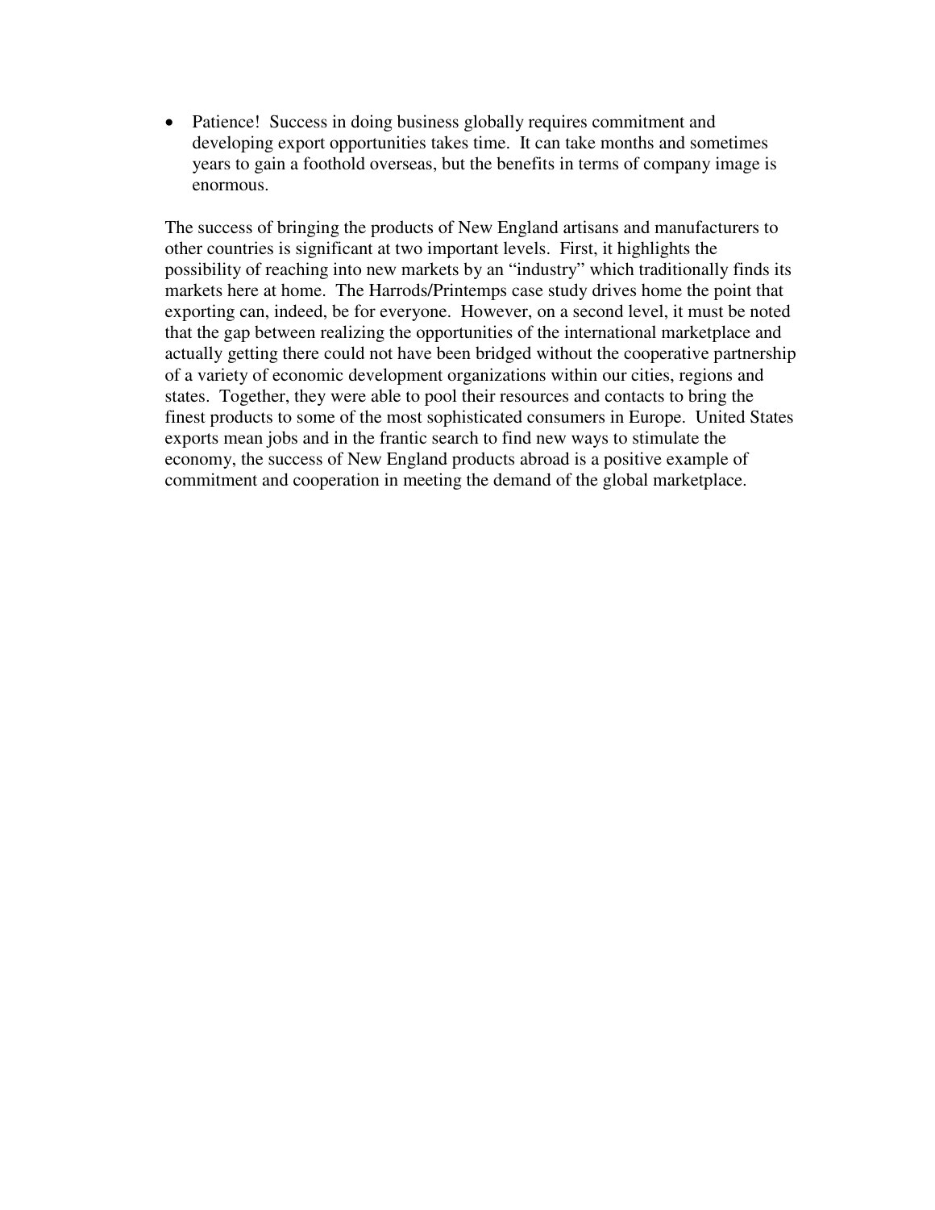- Patience! Success in doing business globally requires commitment and developing export opportunities takes time. It can take months and sometimes years to gain a foothold overseas, but the benefits in terms of company image is enormous.

The success of bringing the products of New England artisans and manufacturers to other countries is significant at two important levels. First, it highlights the possibility of reaching into new markets by an "industry" which traditionally finds its markets here at home. The Harrods/Printemps case study drives home the point that exporting can, indeed, be for everyone. However, on a second level, it must be noted that the gap between realizing the opportunities of the international marketplace and actually getting there could not have been bridged without the cooperative partnership of a variety of economic development organizations within our cities, regions and states. Together, they were able to pool their resources and contacts to bring the finest products to some of the most sophisticated consumers in Europe. United States exports mean jobs and in the frantic search to find new ways to stimulate the economy, the success of New England products abroad is a positive example of commitment and cooperation in meeting the demand of the global marketplace.